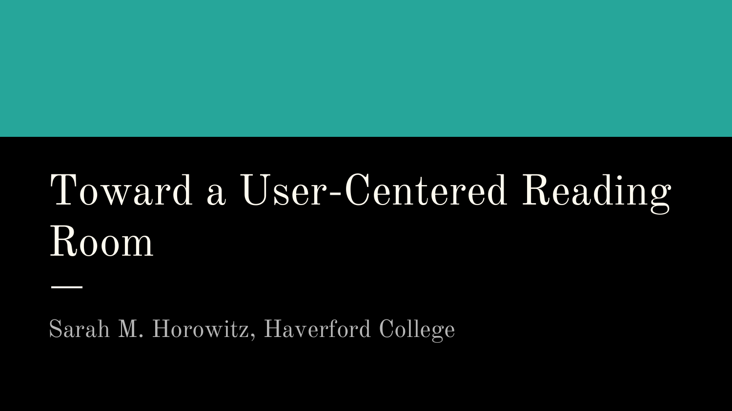# Toward a User-Centered Reading Room

Sarah M. Horowitz, Haverford College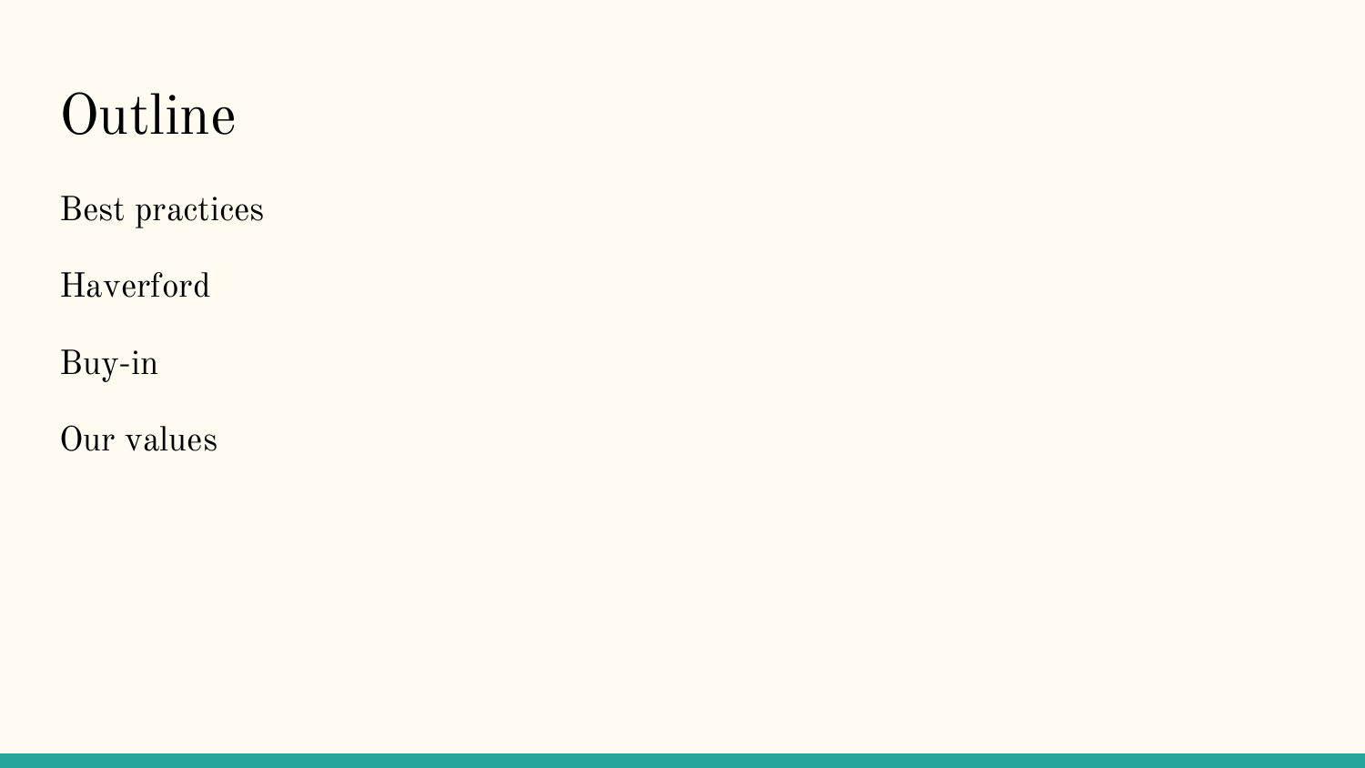# Outline

Best practices

Haverford

Buy-in

Our values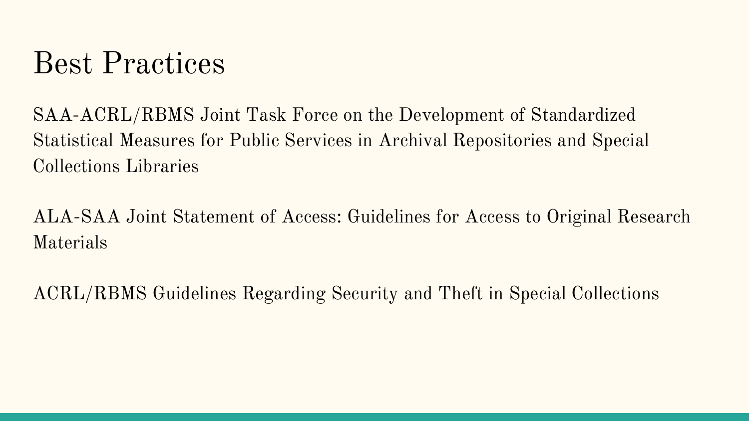# Best Practices

SAA-ACRL/RBMS Joint Task Force on the Development of Standardized Statistical Measures for Public Services in Archival Repositories and Special Collections Libraries

ALA-SAA Joint Statement of Access: Guidelines for Access to Original Research Materials

ACRL/RBMS Guidelines Regarding Security and Theft in Special Collections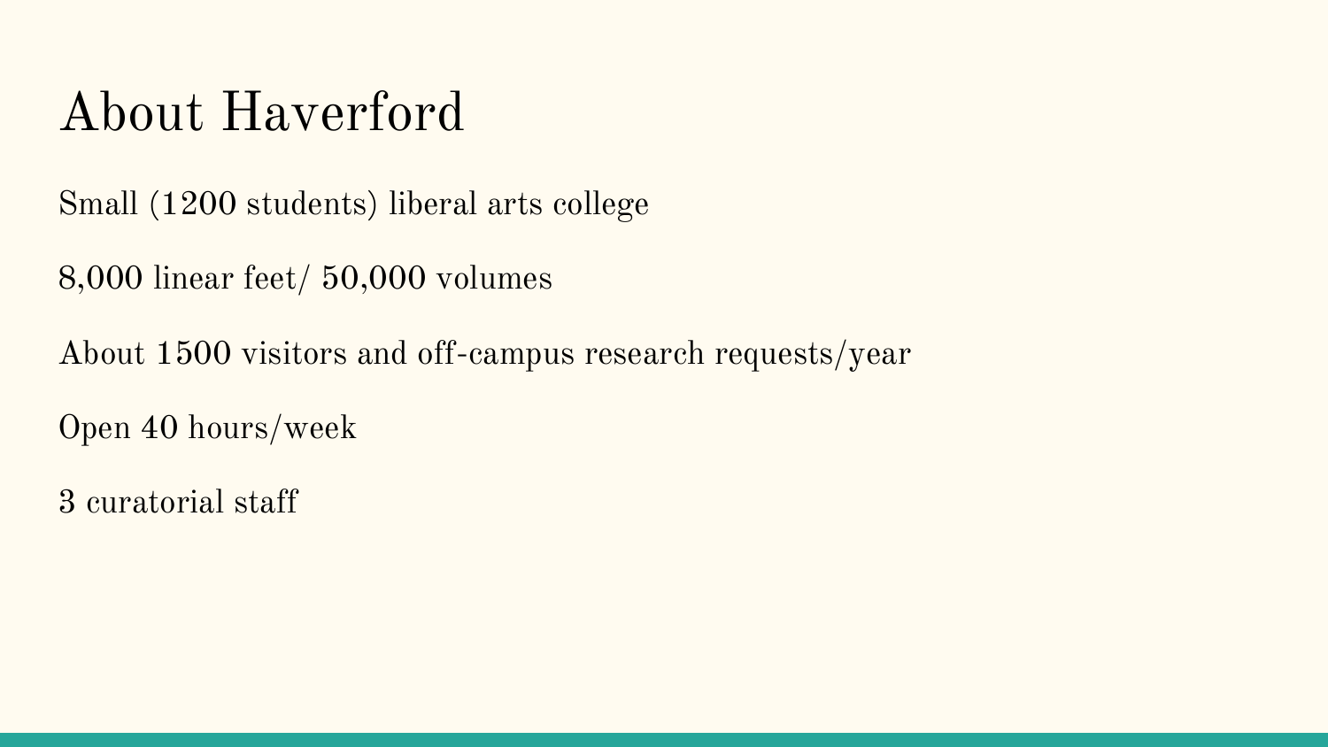# About Haverford

Small (1200 students) liberal arts college

8,000 linear feet/ 50,000 volumes

About 1500 visitors and off-campus research requests/year

Open 40 hours/week

3 curatorial staff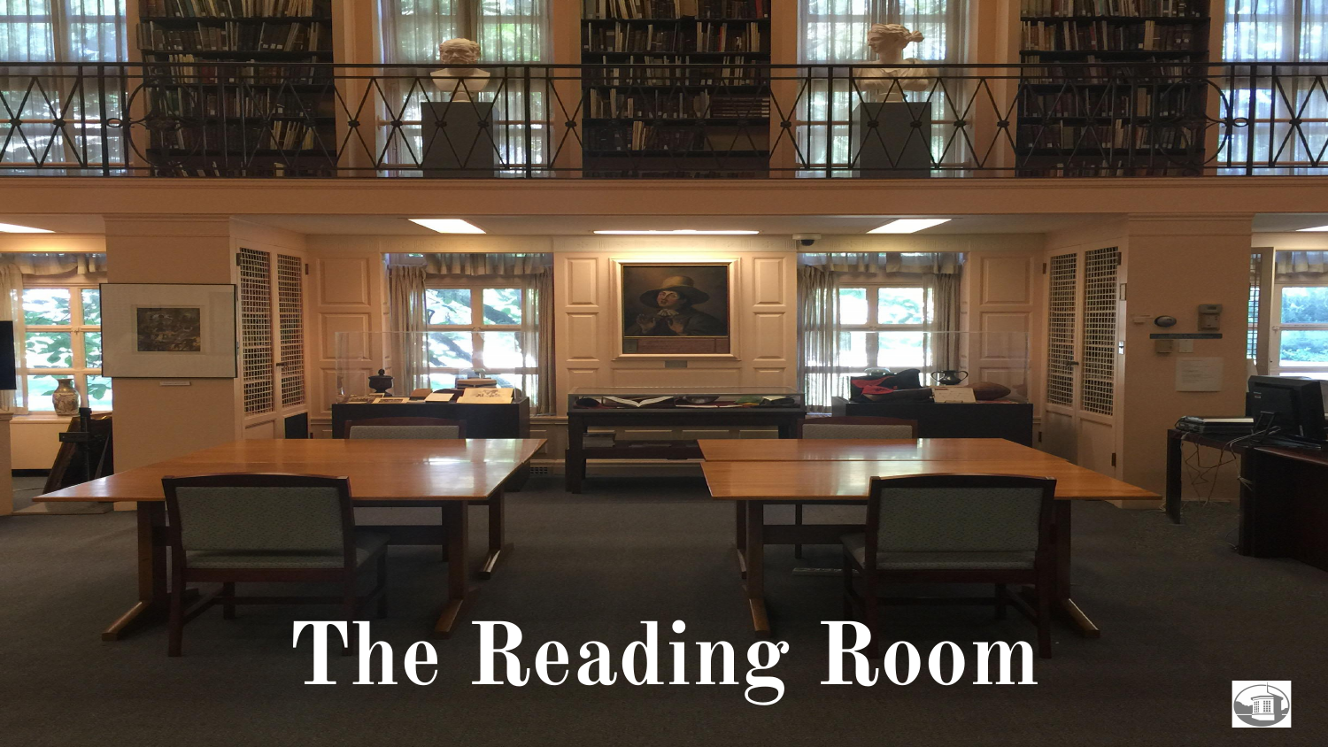# The Reading Room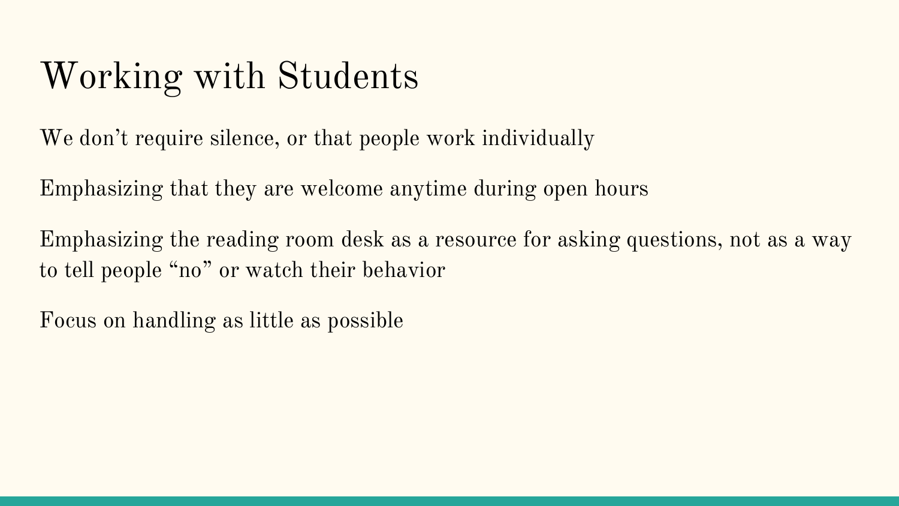# Working with Students

We don’t require silence, or that people work individually

Emphasizing that they are welcome anytime during open hours

Emphasizing the reading room desk as a resource for asking questions, not as a way to tell people “no” or watch their behavior

Focus on handling as little as possible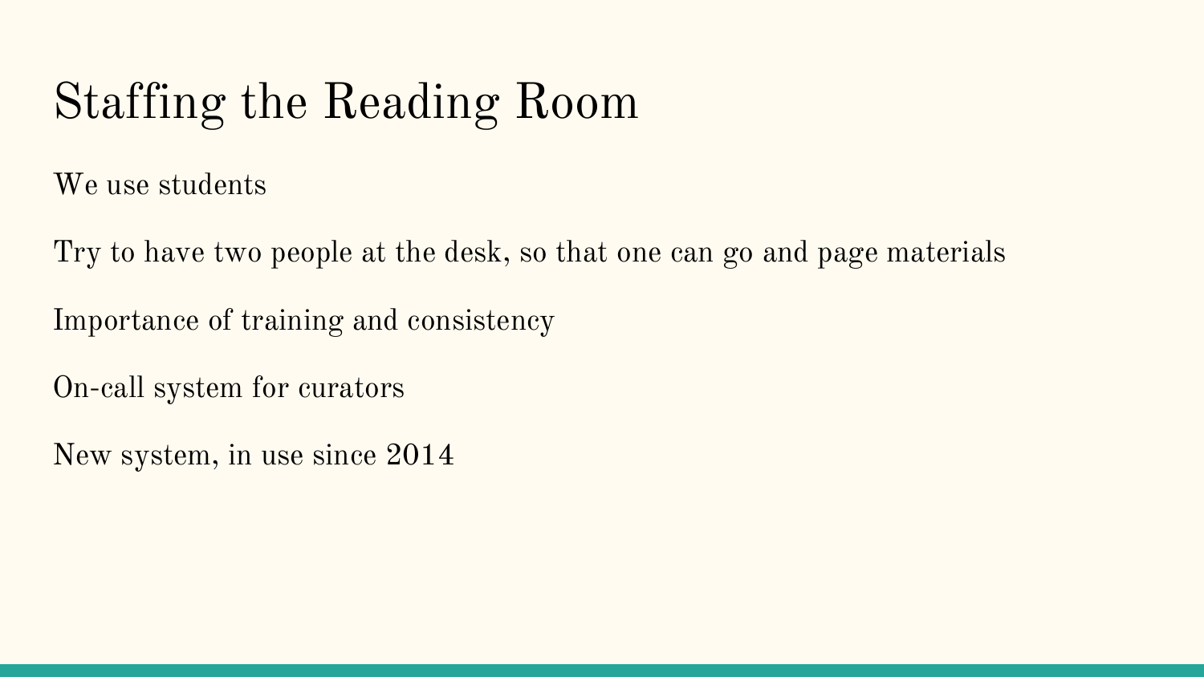# Staffing the Reading Room

We use students

Try to have two people at the desk, so that one can go and page materials

Importance of training and consistency

On-call system for curators

New system, in use since 2014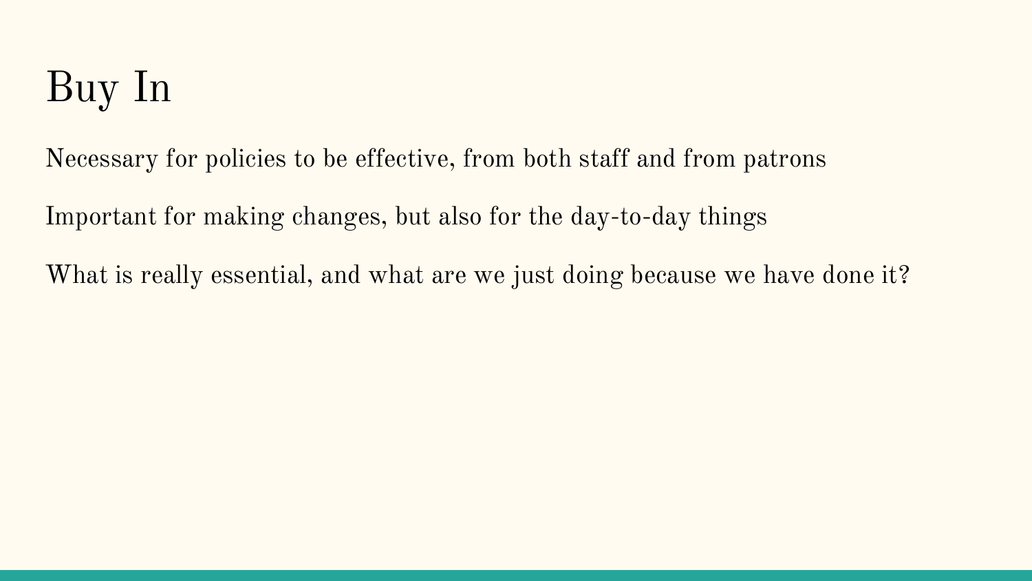# Buy In

Necessary for policies to be effective, from both staff and from patrons

Important for making changes, but also for the day-to-day things

What is really essential, and what are we just doing because we have done it?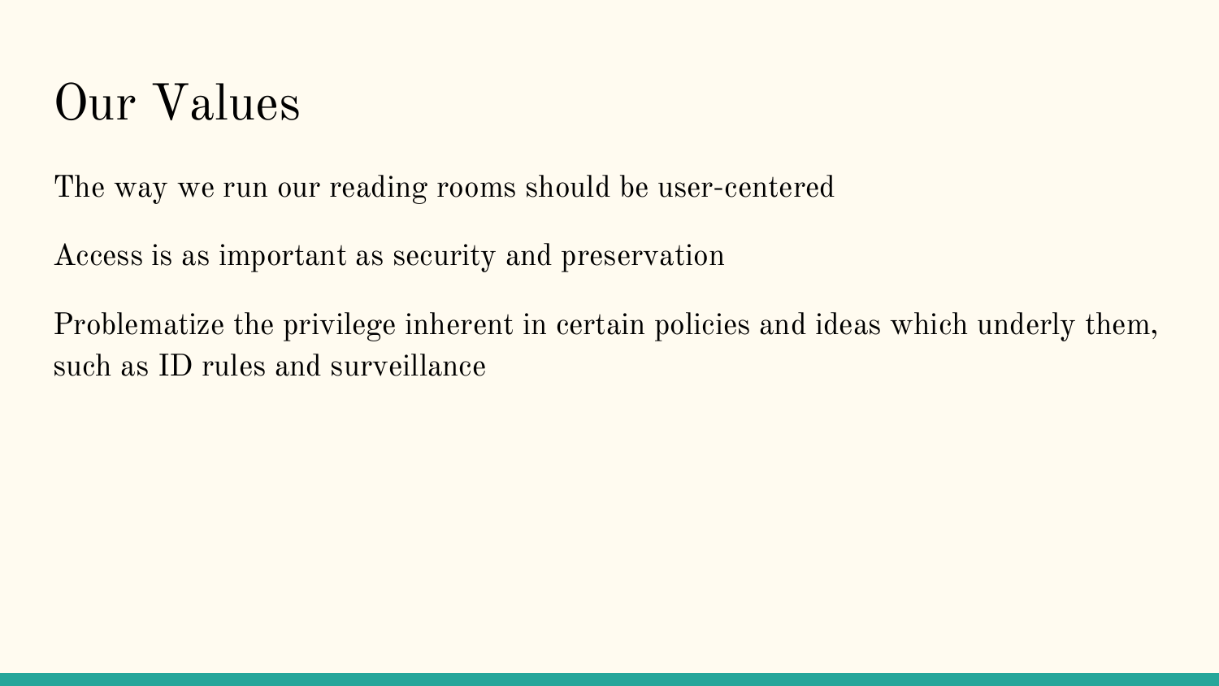# Our Values

The way we run our reading rooms should be user-centered

Access is as important as security and preservation

Problematize the privilege inherent in certain policies and ideas which underly them, such as ID rules and surveillance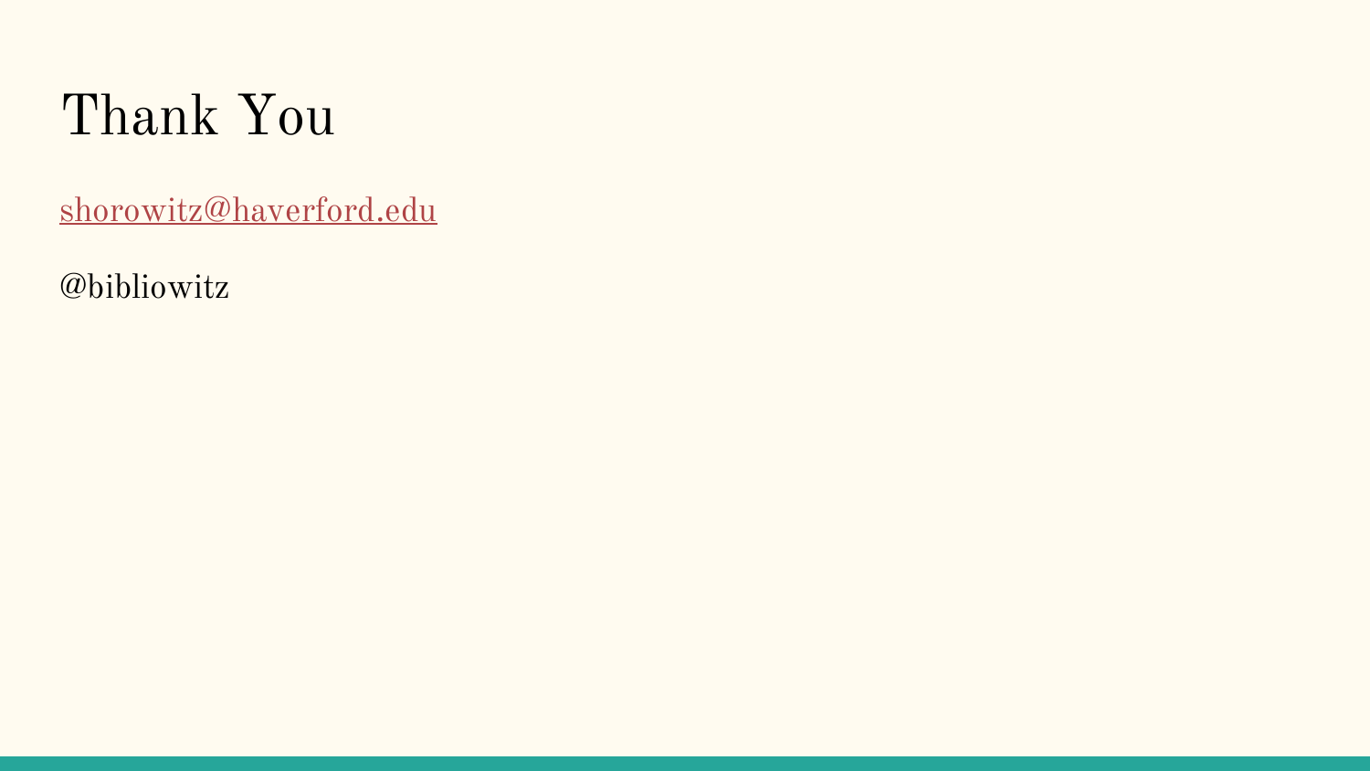# Thank You

shorowitz@haverford.edu

@bibliowitz